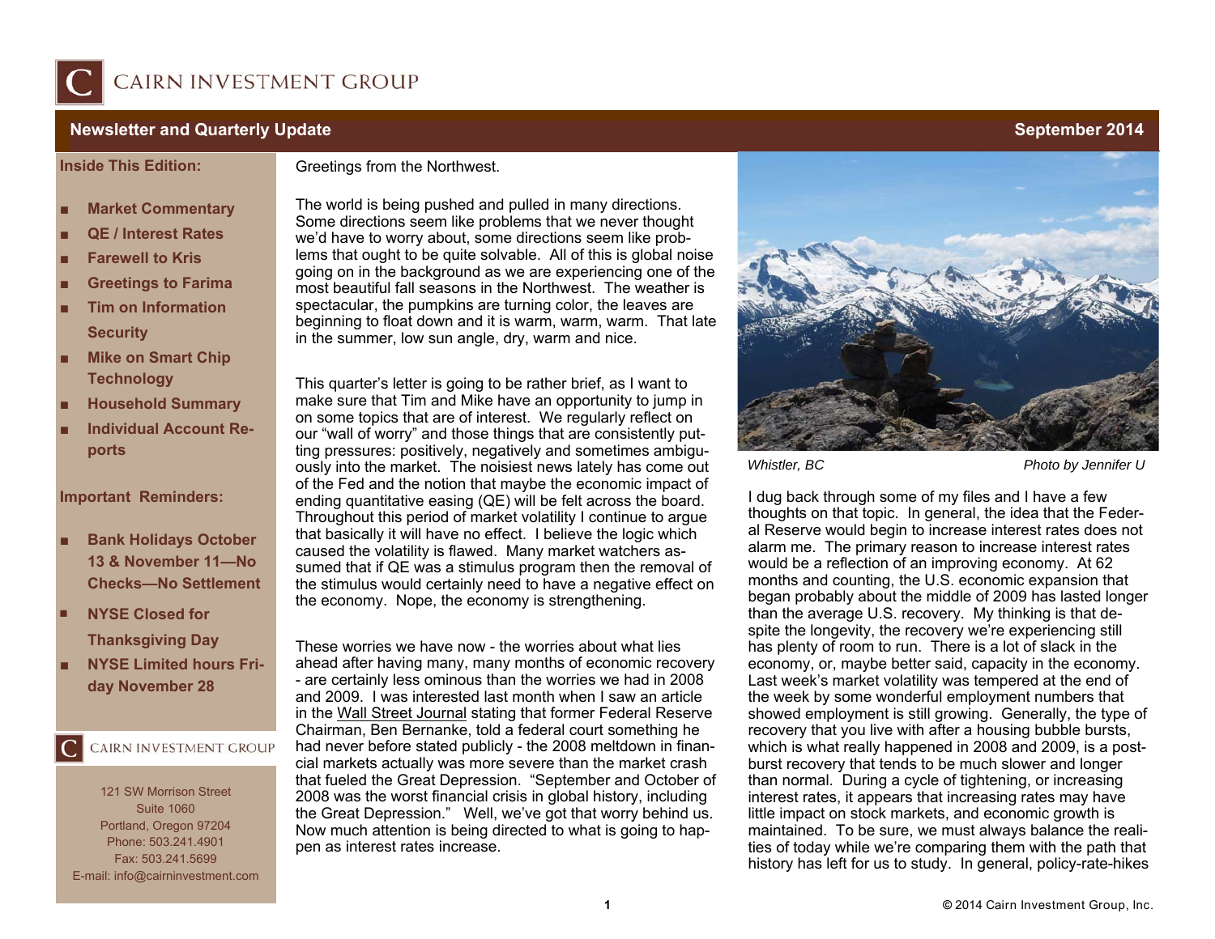# CAIRN INVESTMENT GROUP

## Newsletter and Quarterly Update — September 2014

**Inside This Edition:**

- **Market Commentary**
- **QE / Interest Rates**
- **Farewell to Kris**
- **Greetings to Farima**
- **Tim on Information Security**
- **Mike on Smart Chip Technology**
- **Household Summary**
- **Individual Account Reports**

**Important Reminders:**

- **Bank Holidays October 13 & November 11—No Checks—No Settlement**
- **NYSE Closed for Thanksgiving Day**
- **NYSE Limited hours Friday November 28**

CAIRN INVESTMENT GROUP

121 SW Morrison Street
Suite 1060
Portland, Oregon 97204
Phone: 503.241.4901
Fax: 503.241.5699
E-mail: info@cairninvestment.com

Greetings from the Northwest.

The world is being pushed and pulled in many directions. Some directions seem like problems that we never thought we'd have to worry about, some directions seem like problems that ought to be quite solvable. All of this is global noise going on in the background as we are experiencing one of the most beautiful fall seasons in the Northwest. The weather is spectacular, the pumpkins are turning color, the leaves are beginning to float down and it is warm, warm, warm. That late in the summer, low sun angle, dry, warm and nice.

This quarter's letter is going to be rather brief, as I want to make sure that Tim and Mike have an opportunity to jump in on some topics that are of interest. We regularly reflect on our "wall of worry" and those things that are consistently putting pressures: positively, negatively and sometimes ambiguously into the market. The noisiest news lately has come out of the Fed and the notion that maybe the economic impact of ending quantitative easing (QE) will be felt across the board. Throughout this period of market volatility I continue to argue that basically it will have no effect. I believe the logic which caused the volatility is flawed. Many market watchers assumed that if QE was a stimulus program then the removal of the stimulus would certainly need to have a negative effect on the economy. Nope, the economy is strengthening.

These worries we have now - the worries about what lies ahead after having many, many months of economic recovery - are certainly less ominous than the worries we had in 2008 and 2009. I was interested last month when I saw an article in the Wall Street Journal stating that former Federal Reserve Chairman, Ben Bernanke, told a federal court something he had never before stated publicly - the 2008 meltdown in financial markets actually was more severe than the market crash that fueled the Great Depression. "September and October of 2008 was the worst financial crisis in global history, including the Great Depression." Well, we've got that worry behind us. Now much attention is being directed to what is going to happen as interest rates increase.

*Whistler, BC* — *Photo by Jennifer U*

I dug back through some of my files and I have a few thoughts on that topic. In general, the idea that the Federal Reserve would begin to increase interest rates does not alarm me. The primary reason to increase interest rates would be a reflection of an improving economy. At 62 months and counting, the U.S. economic expansion that began probably about the middle of 2009 has lasted longer than the average U.S. recovery. My thinking is that despite the longevity, the recovery we're experiencing still has plenty of room to run. There is a lot of slack in the economy, or, maybe better said, capacity in the economy. Last week's market volatility was tempered at the end of the week by some wonderful employment numbers that showed employment is still growing. Generally, the type of recovery that you live with after a housing bubble bursts, which is what really happened in 2008 and 2009, is a post-burst recovery that tends to be much slower and longer than normal. During a cycle of tightening, or increasing interest rates, it appears that increasing rates may have little impact on stock markets, and economic growth is maintained. To be sure, we must always balance the realities of today while we're comparing them with the path that history has left for us to study. In general, policy-rate-hikes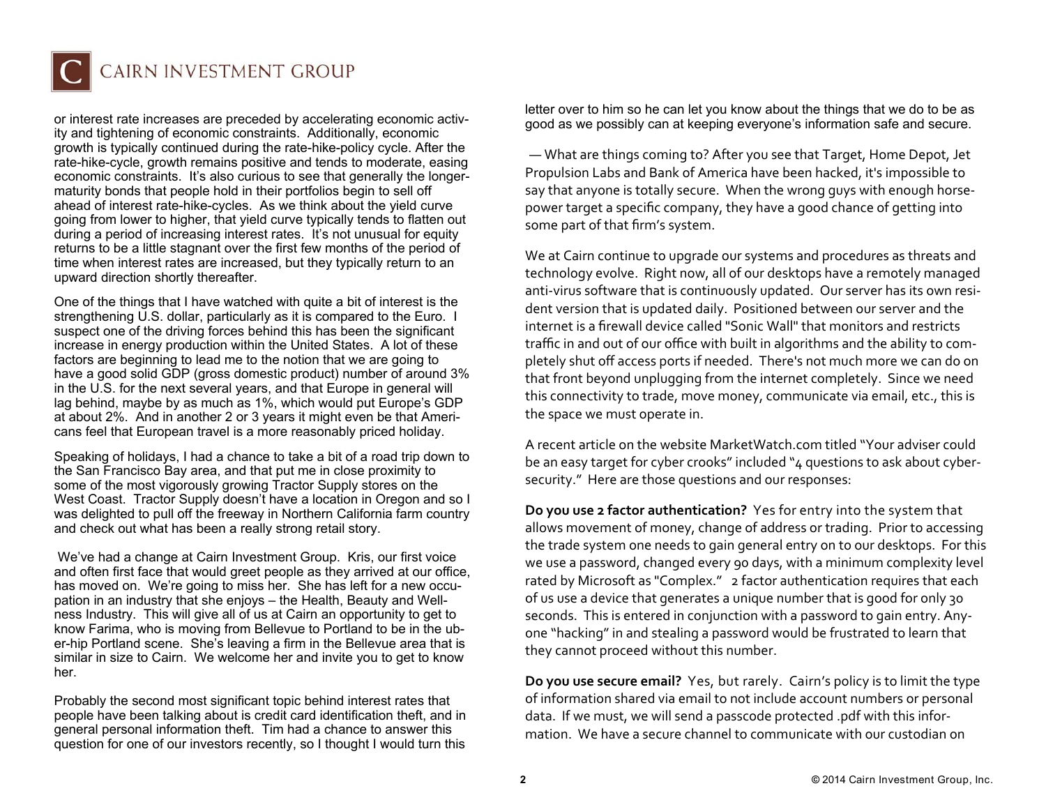or interest rate increases are preceded by accelerating economic activity and tightening of economic constraints. Additionally, economic growth is typically continued during the rate-hike-policy cycle. After the rate-hike-cycle, growth remains positive and tends to moderate, easing economic constraints. It's also curious to see that generally the longer-maturity bonds that people hold in their portfolios begin to sell off ahead of interest rate-hike-cycles. As we think about the yield curve going from lower to higher, that yield curve typically tends to flatten out during a period of increasing interest rates. It's not unusual for equity returns to be a little stagnant over the first few months of the period of time when interest rates are increased, but they typically return to an upward direction shortly thereafter.

One of the things that I have watched with quite a bit of interest is the strengthening U.S. dollar, particularly as it is compared to the Euro. I suspect one of the driving forces behind this has been the significant increase in energy production within the United States. A lot of these factors are beginning to lead me to the notion that we are going to have a good solid GDP (gross domestic product) number of around 3% in the U.S. for the next several years, and that Europe in general will lag behind, maybe by as much as 1%, which would put Europe's GDP at about 2%. And in another 2 or 3 years it might even be that Americans feel that European travel is a more reasonably priced holiday.

Speaking of holidays, I had a chance to take a bit of a road trip down to the San Francisco Bay area, and that put me in close proximity to some of the most vigorously growing Tractor Supply stores on the West Coast. Tractor Supply doesn't have a location in Oregon and so I was delighted to pull off the freeway in Northern California farm country and check out what has been a really strong retail story.

We've had a change at Cairn Investment Group. Kris, our first voice and often first face that would greet people as they arrived at our office, has moved on. We're going to miss her. She has left for a new occupation in an industry that she enjoys – the Health, Beauty and Wellness Industry. This will give all of us at Cairn an opportunity to get to know Farima, who is moving from Bellevue to Portland to be in the uber-hip Portland scene. She's leaving a firm in the Bellevue area that is similar in size to Cairn. We welcome her and invite you to get to know her.

Probably the second most significant topic behind interest rates that people have been talking about is credit card identification theft, and in general personal information theft. Tim had a chance to answer this question for one of our investors recently, so I thought I would turn this letter over to him so he can let you know about the things that we do to be as good as we possibly can at keeping everyone's information safe and secure.

— What are things coming to? After you see that Target, Home Depot, Jet Propulsion Labs and Bank of America have been hacked, it's impossible to say that anyone is totally secure. When the wrong guys with enough horsepower target a specific company, they have a good chance of getting into some part of that firm's system.

We at Cairn continue to upgrade our systems and procedures as threats and technology evolve. Right now, all of our desktops have a remotely managed anti-virus software that is continuously updated. Our server has its own resident version that is updated daily. Positioned between our server and the internet is a firewall device called "Sonic Wall" that monitors and restricts traffic in and out of our office with built in algorithms and the ability to completely shut off access ports if needed. There's not much more we can do on that front beyond unplugging from the internet completely. Since we need this connectivity to trade, move money, communicate via email, etc., this is the space we must operate in.

A recent article on the website MarketWatch.com titled "Your adviser could be an easy target for cyber crooks" included "4 questions to ask about cybersecurity." Here are those questions and our responses:

**Do you use 2 factor authentication?** Yes for entry into the system that allows movement of money, change of address or trading. Prior to accessing the trade system one needs to gain general entry on to our desktops. For this we use a password, changed every 90 days, with a minimum complexity level rated by Microsoft as "Complex." 2 factor authentication requires that each of us use a device that generates a unique number that is good for only 30 seconds. This is entered in conjunction with a password to gain entry. Anyone "hacking" in and stealing a password would be frustrated to learn that they cannot proceed without this number.

**Do you use secure email?** Yes, but rarely. Cairn's policy is to limit the type of information shared via email to not include account numbers or personal data. If we must, we will send a passcode protected .pdf with this information. We have a secure channel to communicate with our custodian on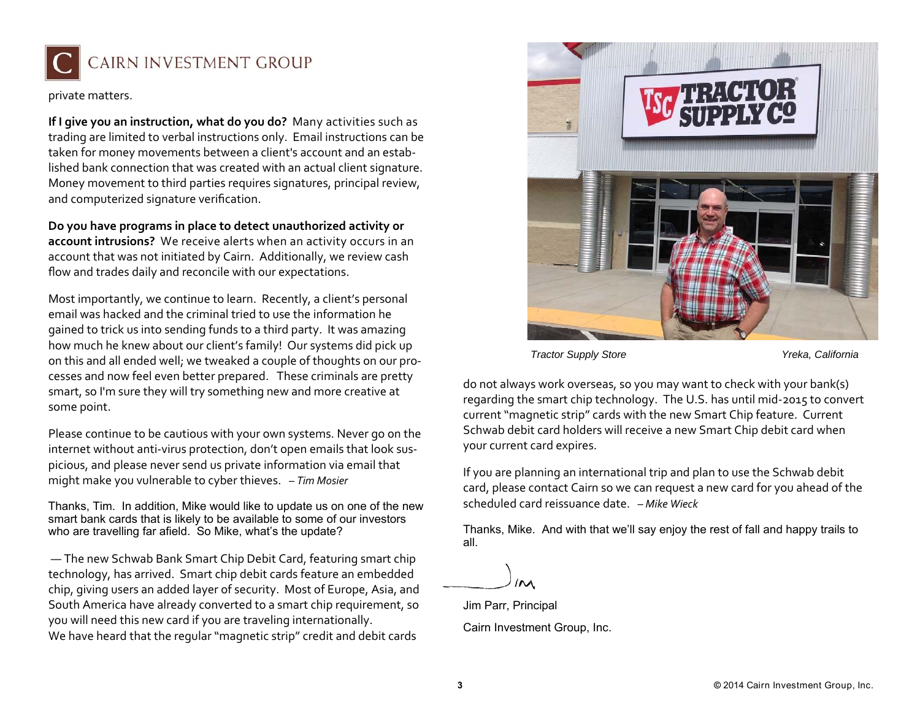private matters.

**If I give you an instruction, what do you do?** Many activities such as trading are limited to verbal instructions only. Email instructions can be taken for money movements between a client's account and an established bank connection that was created with an actual client signature. Money movement to third parties requires signatures, principal review, and computerized signature verification.

**Do you have programs in place to detect unauthorized activity or account intrusions?** We receive alerts when an activity occurs in an account that was not initiated by Cairn. Additionally, we review cash flow and trades daily and reconcile with our expectations.

Most importantly, we continue to learn. Recently, a client's personal email was hacked and the criminal tried to use the information he gained to trick us into sending funds to a third party. It was amazing how much he knew about our client's family! Our systems did pick up on this and all ended well; we tweaked a couple of thoughts on our processes and now feel even better prepared. These criminals are pretty smart, so I'm sure they will try something new and more creative at some point.

Please continue to be cautious with your own systems. Never go on the internet without anti-virus protection, don't open emails that look suspicious, and please never send us private information via email that might make you vulnerable to cyber thieves. *– Tim Mosier*

Thanks, Tim. In addition, Mike would like to update us on one of the new smart bank cards that is likely to be available to some of our investors who are travelling far afield. So Mike, what's the update?

— The new Schwab Bank Smart Chip Debit Card, featuring smart chip technology, has arrived. Smart chip debit cards feature an embedded chip, giving users an added layer of security. Most of Europe, Asia, and South America have already converted to a smart chip requirement, so you will need this new card if you are traveling internationally. We have heard that the regular "magnetic strip" credit and debit cards do not always work overseas, so you may want to check with your bank(s) regarding the smart chip technology. The U.S. has until mid-2015 to convert current "magnetic strip" cards with the new Smart Chip feature. Current Schwab debit card holders will receive a new Smart Chip debit card when your current card expires.

*Tractor Supply Store* *Yreka, California*

If you are planning an international trip and plan to use the Schwab debit card, please contact Cairn so we can request a new card for you ahead of the scheduled card reissuance date. *– Mike Wieck*

Thanks, Mike. And with that we'll say enjoy the rest of fall and happy trails to all.

Jim Parr, Principal

Cairn Investment Group, Inc.

© 2014 Cairn Investment Group, Inc.